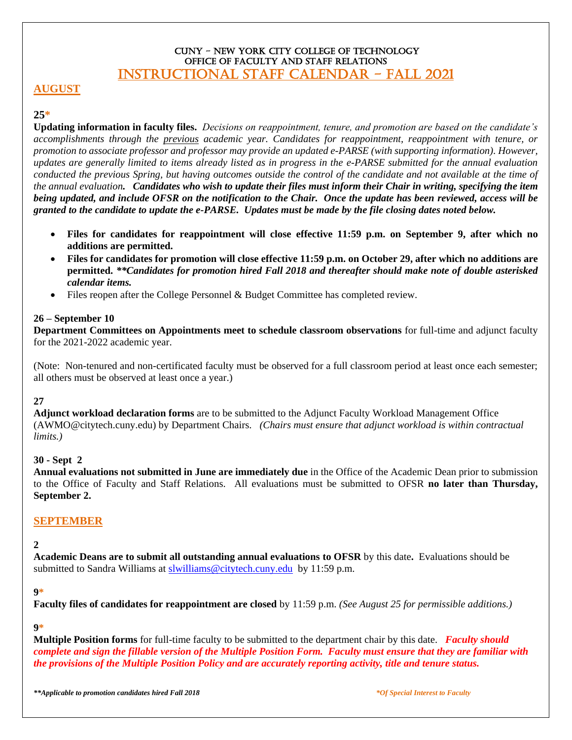# CUNY – NEW YORK CITY COLLEGE OF TECHNOLOGY
## OFFICE OF FACULTY AND STAFF RELATIONS
# INSTRUCTIONAL STAFF CALENDAR – FALL 2021

## AUGUST

**25***

**Updating information in faculty files.** *Decisions on reappointment, tenure, and promotion are based on the candidate's accomplishments through the previous academic year. Candidates for reappointment, reappointment with tenure, or promotion to associate professor and professor may provide an updated e-PARSE (with supporting information). However, updates are generally limited to items already listed as in progress in the e-PARSE submitted for the annual evaluation conducted the previous Spring, but having outcomes outside the control of the candidate and not available at the time of the annual evaluation.* ***Candidates who wish to update their files must inform their Chair in writing, specifying the item being updated, and include OFSR on the notification to the Chair. Once the update has been reviewed, access will be granted to the candidate to update the e-PARSE. Updates must be made by the file closing dates noted below.***

- **Files for candidates for reappointment will close effective 11:59 p.m. on September 9, after which no additions are permitted.**
- **Files for candidates for promotion will close effective 11:59 p.m. on October 29, after which no additions are permitted.** ***\*\*Candidates for promotion hired Fall 2018 and thereafter should make note of double asterisked calendar items.***
- Files reopen after the College Personnel & Budget Committee has completed review.

**26 – September 10**

**Department Committees on Appointments meet to schedule classroom observations** for full-time and adjunct faculty for the 2021-2022 academic year.

(Note: Non-tenured and non-certificated faculty must be observed for a full classroom period at least once each semester; all others must be observed at least once a year.)

**27**

**Adjunct workload declaration forms** are to be submitted to the Adjunct Faculty Workload Management Office (AWMO@citytech.cuny.edu) by Department Chairs. *(Chairs must ensure that adjunct workload is within contractual limits.)*

**30 - Sept 2**

**Annual evaluations not submitted in June are immediately due** in the Office of the Academic Dean prior to submission to the Office of Faculty and Staff Relations. All evaluations must be submitted to OFSR **no later than Thursday, September 2.**

## SEPTEMBER

**2**

**Academic Deans are to submit all outstanding annual evaluations to OFSR** by this date**.** Evaluations should be submitted to Sandra Williams at slwilliams@citytech.cuny.edu by 11:59 p.m.

**9***

**Faculty files of candidates for reappointment are closed** by 11:59 p.m. *(See August 25 for permissible additions.)*

**9***

**Multiple Position forms** for full-time faculty to be submitted to the department chair by this date. ***Faculty should complete and sign the fillable version of the Multiple Position Form. Faculty must ensure that they are familiar with the provisions of the Multiple Position Policy and are accurately reporting activity, title and tenure status.***

***\*\*Applicable to promotion candidates hired Fall 2018*** ***\*Of Special Interest to Faculty***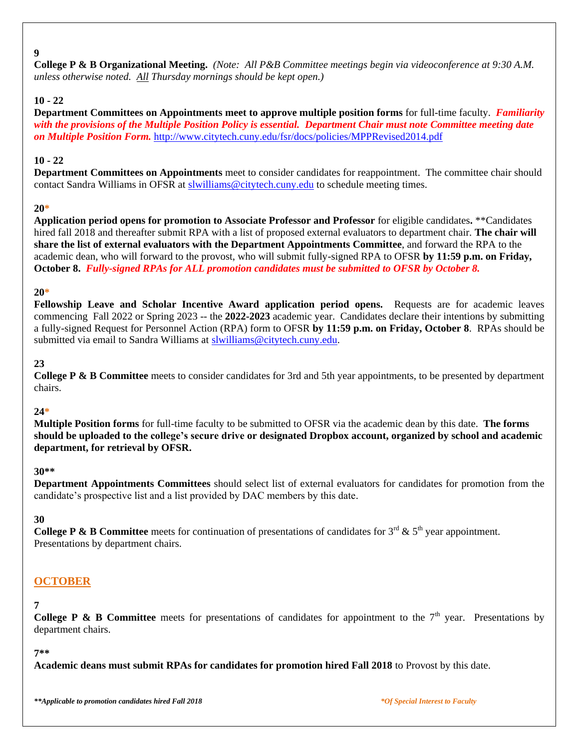**9**
**College P & B Organizational Meeting.** *(Note: All P&B Committee meetings begin via videoconference at 9:30 A.M. unless otherwise noted. All Thursday mornings should be kept open.)*

**10 - 22**
**Department Committees on Appointments meet to approve multiple position forms** for full-time faculty. ***Familiarity with the provisions of the Multiple Position Policy is essential. Department Chair must note Committee meeting date on Multiple Position Form.*** http://www.citytech.cuny.edu/fsr/docs/policies/MPPRevised2014.pdf

**10 - 22**
**Department Committees on Appointments** meet to consider candidates for reappointment. The committee chair should contact Sandra Williams in OFSR at slwilliams@citytech.cuny.edu to schedule meeting times.

**20***
**Application period opens for promotion to Associate Professor and Professor** for eligible candidates**.** **Candidates hired fall 2018 and thereafter submit RPA with a list of proposed external evaluators to department chair. **The chair will share the list of external evaluators with the Department Appointments Committee**, and forward the RPA to the academic dean, who will forward to the provost, who will submit fully-signed RPA to OFSR **by 11:59 p.m. on Friday, October 8.** ***Fully-signed RPAs for ALL promotion candidates must be submitted to OFSR by October 8.***

**20***
**Fellowship Leave and Scholar Incentive Award application period opens.** Requests are for academic leaves commencing Fall 2022 or Spring 2023 -- the **2022-2023** academic year. Candidates declare their intentions by submitting a fully-signed Request for Personnel Action (RPA) form to OFSR **by 11:59 p.m. on Friday, October 8**. RPAs should be submitted via email to Sandra Williams at slwilliams@citytech.cuny.edu.

**23**
**College P & B Committee** meets to consider candidates for 3rd and 5th year appointments, to be presented by department chairs.

**24***
**Multiple Position forms** for full-time faculty to be submitted to OFSR via the academic dean by this date. **The forms should be uploaded to the college's secure drive or designated Dropbox account, organized by school and academic department, for retrieval by OFSR.**

**30****
**Department Appointments Committees** should select list of external evaluators for candidates for promotion from the candidate's prospective list and a list provided by DAC members by this date.

**30**
**College P & B Committee** meets for continuation of presentations of candidates for 3rd & 5th year appointment. Presentations by department chairs.

## OCTOBER

**7**
**College P & B Committee** meets for presentations of candidates for appointment to the 7th year. Presentations by department chairs.

**7****
**Academic deans must submit RPAs for candidates for promotion hired Fall 2018** to Provost by this date.

***\*\*Applicable to promotion candidates hired Fall 2018*** ***\*Of Special Interest to Faculty***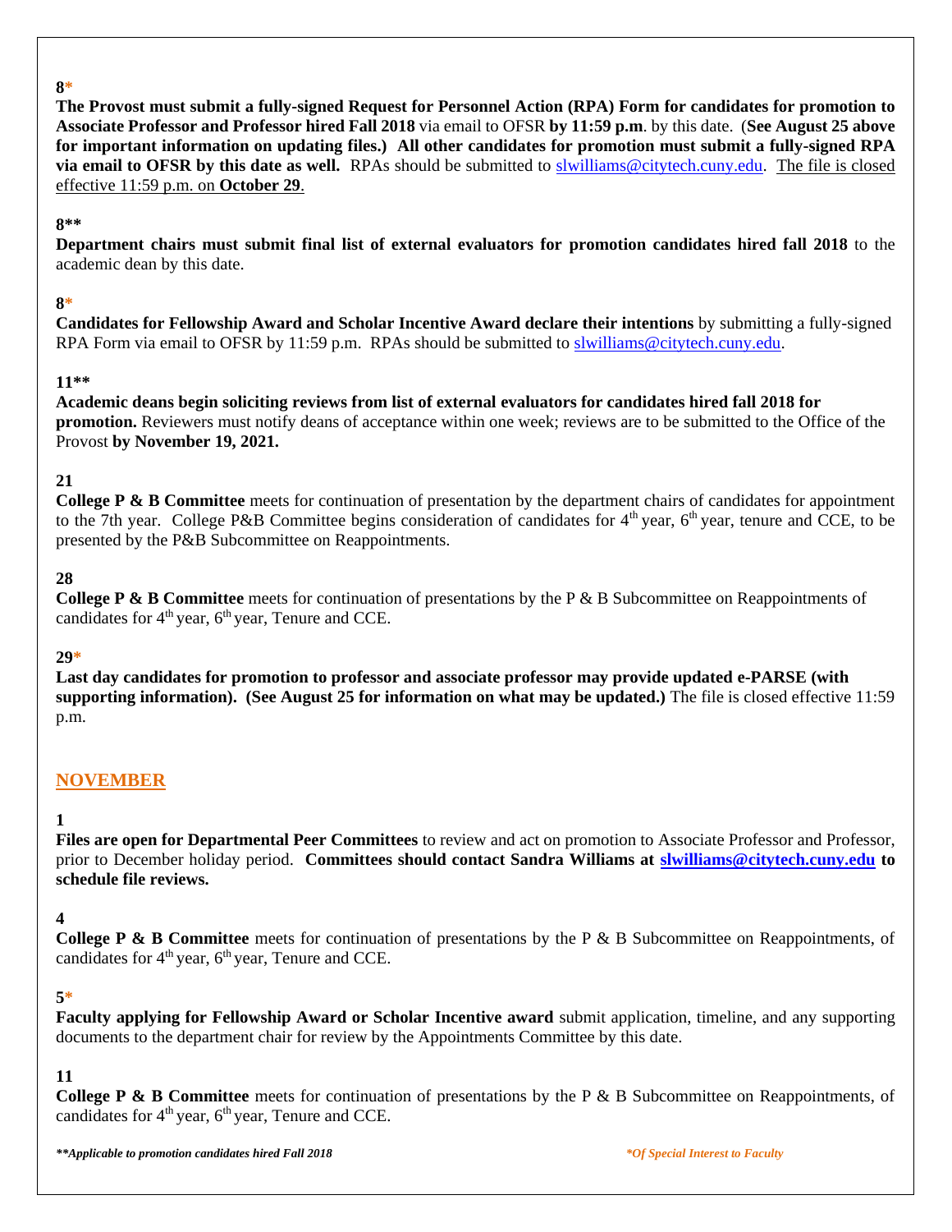**8***

**The Provost must submit a fully-signed Request for Personnel Action (RPA) Form for candidates for promotion to Associate Professor and Professor hired Fall 2018** via email to OFSR **by 11:59 p.m**. by this date. (**See August 25 above for important information on updating files.) All other candidates for promotion must submit a fully-signed RPA via email to OFSR by this date as well.** RPAs should be submitted to slwilliams@citytech.cuny.edu. The file is closed effective 11:59 p.m. on **October 29**.

**8****

**Department chairs must submit final list of external evaluators for promotion candidates hired fall 2018** to the academic dean by this date.

**8***

**Candidates for Fellowship Award and Scholar Incentive Award declare their intentions** by submitting a fully-signed RPA Form via email to OFSR by 11:59 p.m. RPAs should be submitted to slwilliams@citytech.cuny.edu.

**11****

**Academic deans begin soliciting reviews from list of external evaluators for candidates hired fall 2018 for promotion.** Reviewers must notify deans of acceptance within one week; reviews are to be submitted to the Office of the Provost **by November 19, 2021.**

**21**

**College P & B Committee** meets for continuation of presentation by the department chairs of candidates for appointment to the 7th year. College P&B Committee begins consideration of candidates for 4th year, 6th year, tenure and CCE, to be presented by the P&B Subcommittee on Reappointments.

**28**

**College P & B Committee** meets for continuation of presentations by the P & B Subcommittee on Reappointments of candidates for 4th year, 6th year, Tenure and CCE.

**29***

**Last day candidates for promotion to professor and associate professor may provide updated e-PARSE (with supporting information). (See August 25 for information on what may be updated.)** The file is closed effective 11:59 p.m.

## NOVEMBER

**1**

**Files are open for Departmental Peer Committees** to review and act on promotion to Associate Professor and Professor, prior to December holiday period. **Committees should contact Sandra Williams at slwilliams@citytech.cuny.edu to schedule file reviews.**

**4**

**College P & B Committee** meets for continuation of presentations by the P & B Subcommittee on Reappointments, of candidates for 4th year, 6th year, Tenure and CCE.

**5***

**Faculty applying for Fellowship Award or Scholar Incentive award** submit application, timeline, and any supporting documents to the department chair for review by the Appointments Committee by this date.

**11**

**College P & B Committee** meets for continuation of presentations by the P & B Subcommittee on Reappointments, of candidates for 4th year, 6th year, Tenure and CCE.

***\*\*Applicable to promotion candidates hired Fall 2018*** ***\*Of Special Interest to Faculty***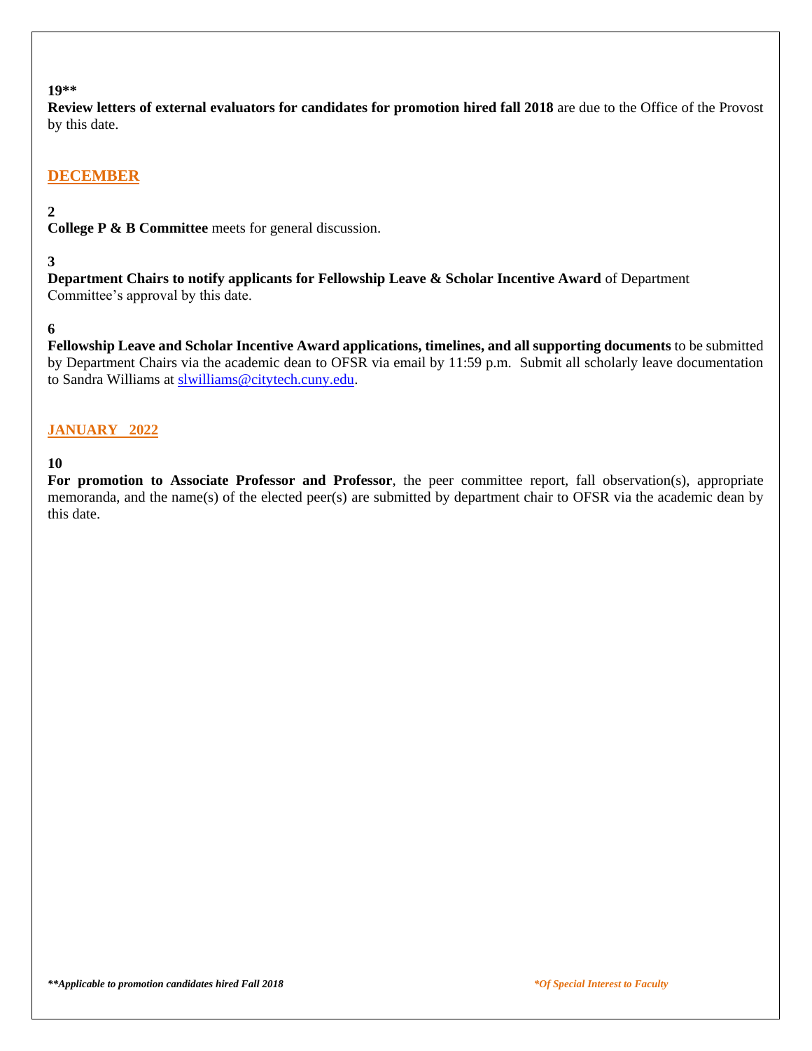**19****

**Review letters of external evaluators for candidates for promotion hired fall 2018** are due to the Office of the Provost by this date.

## DECEMBER

**2**

**College P & B Committee** meets for general discussion.

**3**

**Department Chairs to notify applicants for Fellowship Leave & Scholar Incentive Award** of Department Committee's approval by this date.

**6**

**Fellowship Leave and Scholar Incentive Award applications, timelines, and all supporting documents** to be submitted by Department Chairs via the academic dean to OFSR via email by 11:59 p.m. Submit all scholarly leave documentation to Sandra Williams at slwilliams@citytech.cuny.edu.

## JANUARY 2022

**10**

**For promotion to Associate Professor and Professor**, the peer committee report, fall observation(s), appropriate memoranda, and the name(s) of the elected peer(s) are submitted by department chair to OFSR via the academic dean by this date.

***\*Applicable to promotion candidates hired Fall 2018***

***\*Of Special Interest to Faculty***